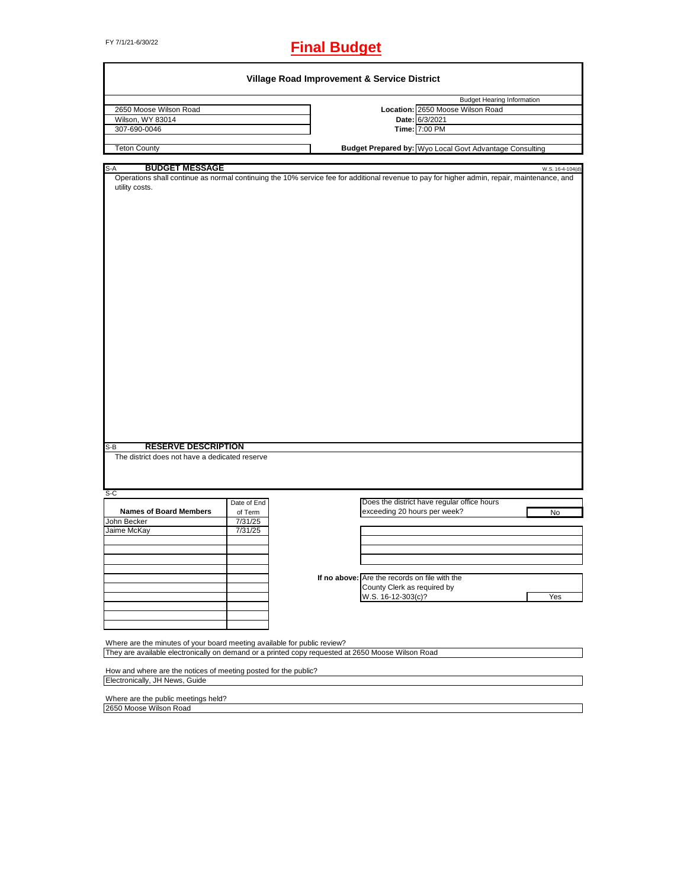FY 7/1/21-6/30/22

# Final Budget

## Village Road Improvement & Service District

| | | | |
|---|---|---|---|
| 2650 Moose Wilson Road | | | Budget Hearing Information |
| Wilson, WY 83014 | | **Location:** | 2650 Moose Wilson Road |
| 307-690-0046 | | **Date:** | 6/3/2021 |
| | | **Time:** | 7:00 PM |
| Teton County | | **Budget Prepared by:** | Wyo Local Govt Advantage Consulting |

S-A **BUDGET MESSAGE** W.S. 16-4-104(d)

Operations shall continue as normal continuing the 10% service fee for additional revenue to pay for higher admin, repair, maintenance, and utility costs.

S-B **RESERVE DESCRIPTION**

The district does not have a dedicated reserve

S-C

| Names of Board Members | Date of End of Term |
|---|---|
| John Becker | 7/31/25 |
| Jaime McKay | 7/31/25 |

Does the district have regular office hours exceeding 20 hours per week? No

If no above: Are the records on file with the County Clerk as required by W.S. 16-12-303(c)? Yes

Where are the minutes of your board meeting available for public review?

They are available electronically on demand or a printed copy requested at 2650 Moose Wilson Road

How and where are the notices of meeting posted for the public?

Electronically, JH News, Guide

Where are the public meetings held?

2650 Moose Wilson Road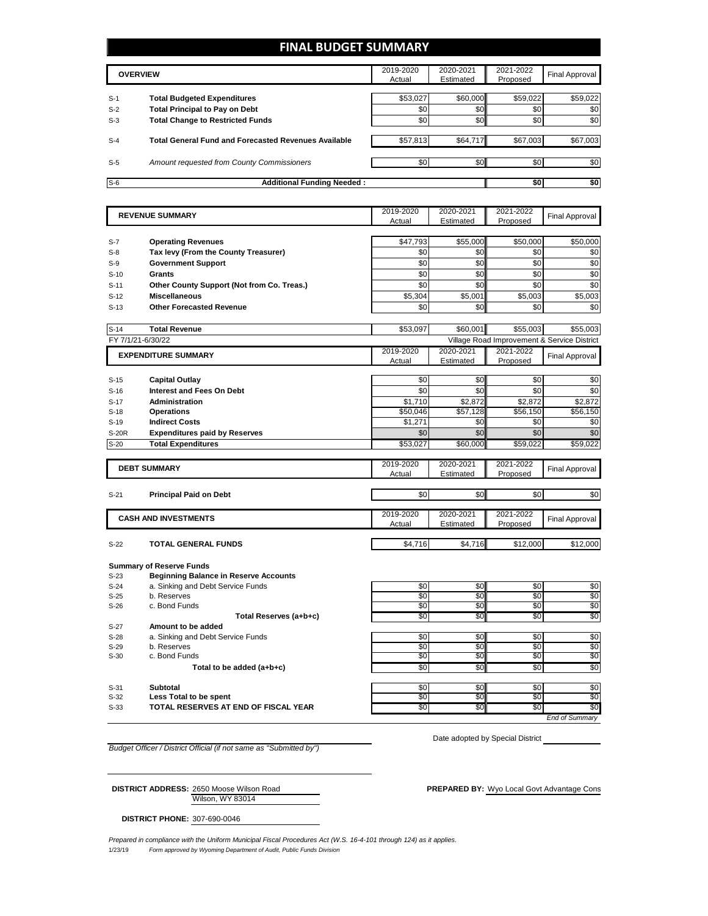# FINAL BUDGET SUMMARY

| | OVERVIEW | 2019-2020 Actual | 2020-2021 Estimated | 2021-2022 Proposed | Final Approval |
|---|---|---|---|---|---|
| S-1 | **Total Budgeted Expenditures** | $53,027 | $60,000 | $59,022 | $59,022 |
| S-2 | **Total Principal to Pay on Debt** | $0 | $0 | $0 | $0 |
| S-3 | **Total Change to Restricted Funds** | $0 | $0 | $0 | $0 |
| S-4 | **Total General Fund and Forecasted Revenues Available** | $57,813 | $64,717 | $67,003 | $67,003 |
| S-5 | *Amount requested from County Commissioners* | $0 | $0 | $0 | $0 |
| S-6 | **Additional Funding Needed :** | | | **$0** | **$0** |

| | REVENUE SUMMARY | 2019-2020 Actual | 2020-2021 Estimated | 2021-2022 Proposed | Final Approval |
|---|---|---|---|---|---|
| S-7 | **Operating Revenues** | $47,793 | $55,000 | $50,000 | $50,000 |
| S-8 | **Tax levy (From the County Treasurer)** | $0 | $0 | $0 | $0 |
| S-9 | **Government Support** | $0 | $0 | $0 | $0 |
| S-10 | **Grants** | $0 | $0 | $0 | $0 |
| S-11 | **Other County Support (Not from Co. Treas.)** | $0 | $0 | $0 | $0 |
| S-12 | **Miscellaneous** | $5,304 | $5,001 | $5,003 | $5,003 |
| S-13 | **Other Forecasted Revenue** | $0 | $0 | $0 | $0 |
| S-14 | **Total Revenue** | $53,097 | $60,001 | $55,003 | $55,003 |

FY 7/1/21-6/30/22 — Village Road Improvement & Service District

| | EXPENDITURE SUMMARY | 2019-2020 Actual | 2020-2021 Estimated | 2021-2022 Proposed | Final Approval |
|---|---|---|---|---|---|
| S-15 | **Capital Outlay** | $0 | $0 | $0 | $0 |
| S-16 | **Interest and Fees On Debt** | $0 | $0 | $0 | $0 |
| S-17 | **Administration** | $1,710 | $2,872 | $2,872 | $2,872 |
| S-18 | **Operations** | $50,046 | $57,128 | $56,150 | $56,150 |
| S-19 | **Indirect Costs** | $1,271 | $0 | $0 | $0 |
| S-20R | **Expenditures paid by Reserves** | $0 | $0 | $0 | $0 |
| S-20 | **Total Expenditures** | $53,027 | $60,000 | $59,022 | $59,022 |

| | DEBT SUMMARY | 2019-2020 Actual | 2020-2021 Estimated | 2021-2022 Proposed | Final Approval |
|---|---|---|---|---|---|
| S-21 | **Principal Paid on Debt** | $0 | $0 | $0 | $0 |

| | CASH AND INVESTMENTS | 2019-2020 Actual | 2020-2021 Estimated | 2021-2022 Proposed | Final Approval |
|---|---|---|---|---|---|
| S-22 | **TOTAL GENERAL FUNDS** | $4,716 | $4,716 | $12,000 | $12,000 |

**Summary of Reserve Funds**

| | | | | | |
|---|---|---|---|---|---|
| S-23 | **Beginning Balance in Reserve Accounts** | | | | |
| S-24 | a. Sinking and Debt Service Funds | $0 | $0 | $0 | $0 |
| S-25 | b. Reserves | $0 | $0 | $0 | $0 |
| S-26 | c. Bond Funds | $0 | $0 | $0 | $0 |
| | **Total Reserves (a+b+c)** | $0 | $0 | $0 | $0 |
| S-27 | **Amount to be added** | | | | |
| S-28 | a. Sinking and Debt Service Funds | $0 | $0 | $0 | $0 |
| S-29 | b. Reserves | $0 | $0 | $0 | $0 |
| S-30 | c. Bond Funds | $0 | $0 | $0 | $0 |
| | **Total to be added (a+b+c)** | $0 | $0 | $0 | $0 |
| S-31 | **Subtotal** | $0 | $0 | $0 | $0 |
| S-32 | **Less Total to be spent** | $0 | $0 | $0 | $0 |
| S-33 | **TOTAL RESERVES AT END OF FISCAL YEAR** | $0 | $0 | $0 | $0 |

*End of Summary*

*Budget Officer / District Official (if not same as "Submitted by")*

Date adopted by Special District

**DISTRICT ADDRESS:** 2650 Moose Wilson Road
Wilson, WY 83014

**PREPARED BY:** Wyo Local Govt Advantage Cons

**DISTRICT PHONE:** 307-690-0046

*Prepared in compliance with the Uniform Municipal Fiscal Procedures Act (W.S. 16-4-101 through 124) as it applies.*

1/23/19 *Form approved by Wyoming Department of Audit, Public Funds Division*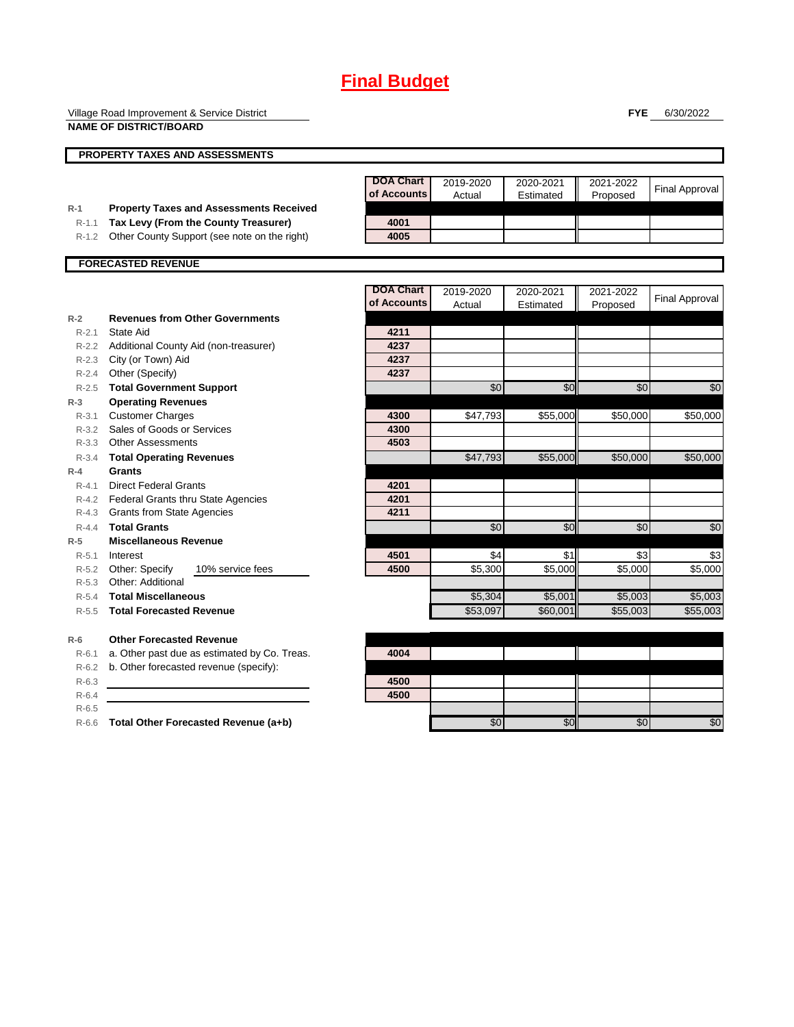# Final Budget

Village Road Improvement & Service District
**NAME OF DISTRICT/BOARD**

**FYE** 6/30/2022

## PROPERTY TAXES AND ASSESSMENTS

| | | DOA Chart of Accounts | 2019-2020 Actual | 2020-2021 Estimated | 2021-2022 Proposed | Final Approval |
|---|---|---|---|---|---|---|
| R-1 | **Property Taxes and Assessments Received** | | | | | |
| R-1.1 | **Tax Levy (From the County Treasurer)** | 4001 | | | | |
| R-1.2 | Other County Support (see note on the right) | 4005 | | | | |

## FORECASTED REVENUE

| | | DOA Chart of Accounts | 2019-2020 Actual | 2020-2021 Estimated | 2021-2022 Proposed | Final Approval |
|---|---|---|---|---|---|---|
| R-2 | **Revenues from Other Governments** | | | | | |
| R-2.1 | State Aid | 4211 | | | | |
| R-2.2 | Additional County Aid (non-treasurer) | 4237 | | | | |
| R-2.3 | City (or Town) Aid | 4237 | | | | |
| R-2.4 | Other (Specify) | 4237 | | | | |
| R-2.5 | **Total Government Support** | | $0 | $0 | $0 | $0 |
| R-3 | **Operating Revenues** | | | | | |
| R-3.1 | Customer Charges | 4300 | $47,793 | $55,000 | $50,000 | $50,000 |
| R-3.2 | Sales of Goods or Services | 4300 | | | | |
| R-3.3 | Other Assessments | 4503 | | | | |
| R-3.4 | **Total Operating Revenues** | | $47,793 | $55,000 | $50,000 | $50,000 |
| R-4 | **Grants** | | | | | |
| R-4.1 | Direct Federal Grants | 4201 | | | | |
| R-4.2 | Federal Grants thru State Agencies | 4201 | | | | |
| R-4.3 | Grants from State Agencies | 4211 | | | | |
| R-4.4 | **Total Grants** | | $0 | $0 | $0 | $0 |
| R-5 | **Miscellaneous Revenue** | | | | | |
| R-5.1 | Interest | 4501 | $4 | $1 | $3 | $3 |
| R-5.2 | Other: Specify 10% service fees | 4500 | $5,300 | $5,000 | $5,000 | $5,000 |
| R-5.3 | Other: Additional | | | | | |
| R-5.4 | **Total Miscellaneous** | | $5,304 | $5,001 | $5,003 | $5,003 |
| R-5.5 | **Total Forecasted Revenue** | | $53,097 | $60,001 | $55,003 | $55,003 |
| R-6 | **Other Forecasted Revenue** | | | | | |
| R-6.1 | a. Other past due as estimated by Co. Treas. | 4004 | | | | |
| R-6.2 | b. Other forecasted revenue (specify): | | | | | |
| R-6.3 | | 4500 | | | | |
| R-6.4 | | 4500 | | | | |
| R-6.5 | | | | | | |
| R-6.6 | **Total Other Forecasted Revenue (a+b)** | | $0 | $0 | $0 | $0 |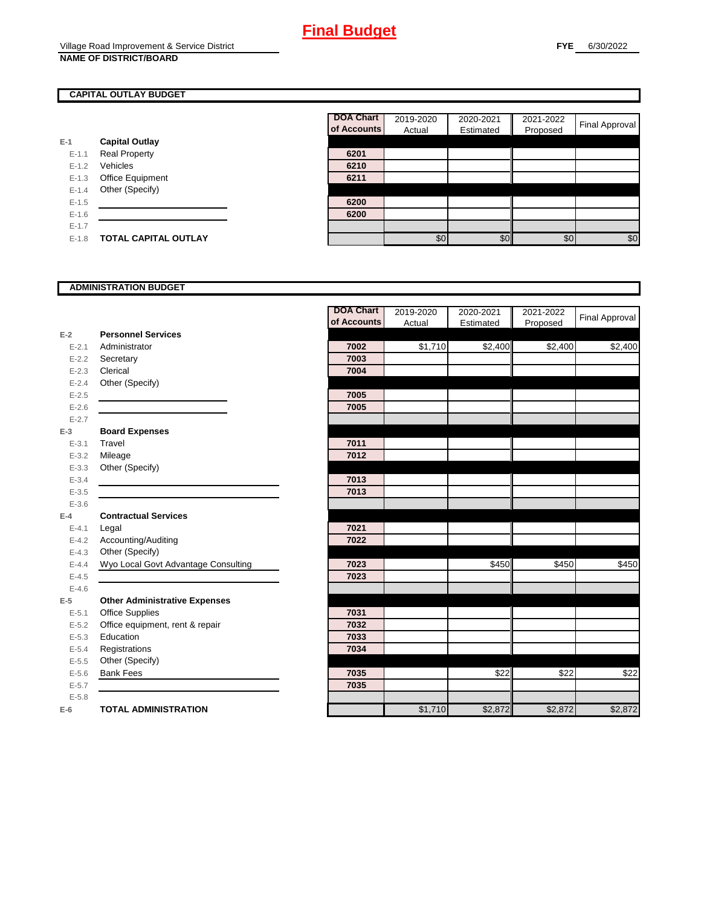# Final Budget

Village Road Improvement & Service District
**NAME OF DISTRICT/BOARD**

**FYE** 6/30/2022

## CAPITAL OUTLAY BUDGET

| | | DOA Chart of Accounts | 2019-2020 Actual | 2020-2021 Estimated | 2021-2022 Proposed | Final Approval |
|---|---|---|---|---|---|---|
| E-1 | **Capital Outlay** | | | | | |
| E-1.1 | Real Property | 6201 | | | | |
| E-1.2 | Vehicles | 6210 | | | | |
| E-1.3 | Office Equipment | 6211 | | | | |
| E-1.4 | Other (Specify) | | | | | |
| E-1.5 | | 6200 | | | | |
| E-1.6 | | 6200 | | | | |
| E-1.7 | | | | | | |
| E-1.8 | **TOTAL CAPITAL OUTLAY** | | $0 | $0 | $0 | $0 |

## ADMINISTRATION BUDGET

| | | DOA Chart of Accounts | 2019-2020 Actual | 2020-2021 Estimated | 2021-2022 Proposed | Final Approval |
|---|---|---|---|---|---|---|
| E-2 | **Personnel Services** | | | | | |
| E-2.1 | Administrator | 7002 | $1,710 | $2,400 | $2,400 | $2,400 |
| E-2.2 | Secretary | 7003 | | | | |
| E-2.3 | Clerical | 7004 | | | | |
| E-2.4 | Other (Specify) | | | | | |
| E-2.5 | | 7005 | | | | |
| E-2.6 | | 7005 | | | | |
| E-2.7 | | | | | | |
| E-3 | **Board Expenses** | | | | | |
| E-3.1 | Travel | 7011 | | | | |
| E-3.2 | Mileage | 7012 | | | | |
| E-3.3 | Other (Specify) | | | | | |
| E-3.4 | | 7013 | | | | |
| E-3.5 | | 7013 | | | | |
| E-3.6 | | | | | | |
| E-4 | **Contractual Services** | | | | | |
| E-4.1 | Legal | 7021 | | | | |
| E-4.2 | Accounting/Auditing | 7022 | | | | |
| E-4.3 | Other (Specify) | | | | | |
| E-4.4 | Wyo Local Govt Advantage Consulting | 7023 | | $450 | $450 | $450 |
| E-4.5 | | 7023 | | | | |
| E-4.6 | | | | | | |
| E-5 | **Other Administrative Expenses** | | | | | |
| E-5.1 | Office Supplies | 7031 | | | | |
| E-5.2 | Office equipment, rent & repair | 7032 | | | | |
| E-5.3 | Education | 7033 | | | | |
| E-5.4 | Registrations | 7034 | | | | |
| E-5.5 | Other (Specify) | | | | | |
| E-5.6 | Bank Fees | 7035 | | $22 | $22 | $22 |
| E-5.7 | | 7035 | | | | |
| E-5.8 | | | | | | |
| E-6 | **TOTAL ADMINISTRATION** | | $1,710 | $2,872 | $2,872 | $2,872 |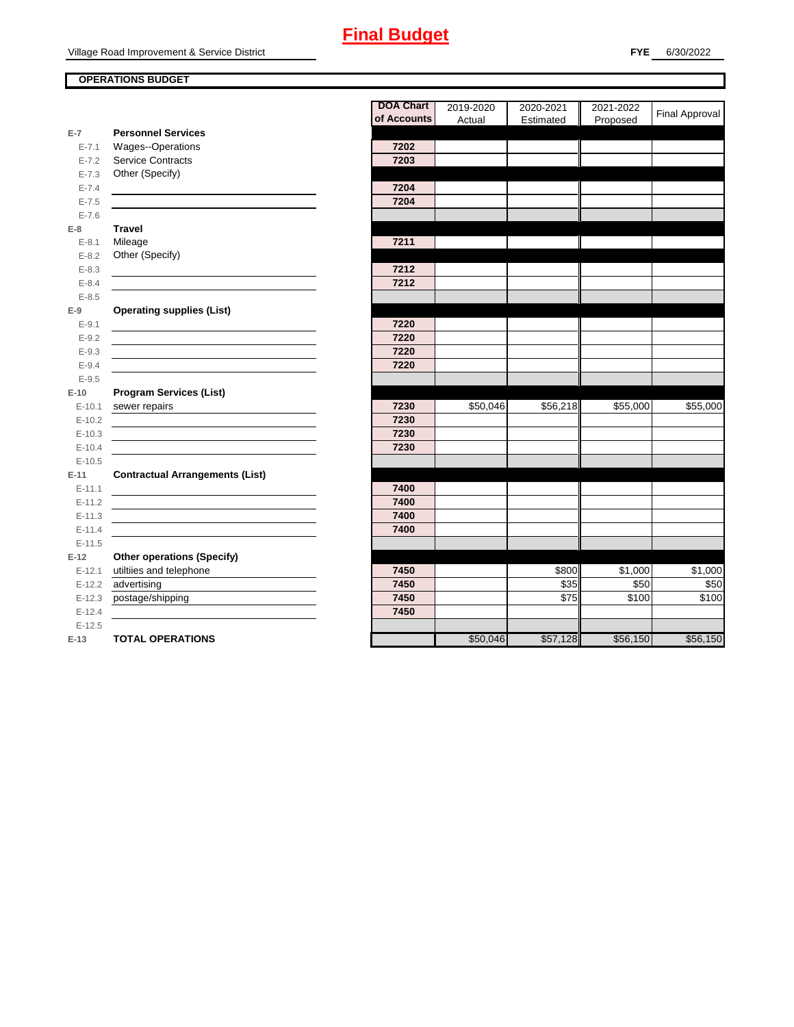# Final Budget

Village Road Improvement & Service District

**FYE** 6/30/2022

**OPERATIONS BUDGET**

| | | DOA Chart of Accounts | 2019-2020 Actual | 2020-2021 Estimated | 2021-2022 Proposed | Final Approval |
|---|---|---|---|---|---|---|
| **E-7** | **Personnel Services** | | | | | |
| E-7.1 | Wages--Operations | 7202 | | | | |
| E-7.2 | Service Contracts | 7203 | | | | |
| E-7.3 | Other (Specify) | | | | | |
| E-7.4 | | 7204 | | | | |
| E-7.5 | | 7204 | | | | |
| E-7.6 | | | | | | |
| **E-8** | **Travel** | | | | | |
| E-8.1 | Mileage | 7211 | | | | |
| E-8.2 | Other (Specify) | | | | | |
| E-8.3 | | 7212 | | | | |
| E-8.4 | | 7212 | | | | |
| E-8.5 | | | | | | |
| **E-9** | **Operating supplies (List)** | | | | | |
| E-9.1 | | 7220 | | | | |
| E-9.2 | | 7220 | | | | |
| E-9.3 | | 7220 | | | | |
| E-9.4 | | 7220 | | | | |
| E-9.5 | | | | | | |
| **E-10** | **Program Services (List)** | | | | | |
| E-10.1 | sewer repairs | 7230 | $50,046 | $56,218 | $55,000 | $55,000 |
| E-10.2 | | 7230 | | | | |
| E-10.3 | | 7230 | | | | |
| E-10.4 | | 7230 | | | | |
| E-10.5 | | | | | | |
| **E-11** | **Contractual Arrangements (List)** | | | | | |
| E-11.1 | | 7400 | | | | |
| E-11.2 | | 7400 | | | | |
| E-11.3 | | 7400 | | | | |
| E-11.4 | | 7400 | | | | |
| E-11.5 | | | | | | |
| **E-12** | **Other operations (Specify)** | | | | | |
| E-12.1 | utiltiies and telephone | 7450 | | $800 | $1,000 | $1,000 |
| E-12.2 | advertising | 7450 | | $35 | $50 | $50 |
| E-12.3 | postage/shipping | 7450 | | $75 | $100 | $100 |
| E-12.4 | | 7450 | | | | |
| E-12.5 | | | | | | |
| **E-13** | **TOTAL OPERATIONS** | | $50,046 | $57,128 | $56,150 | $56,150 |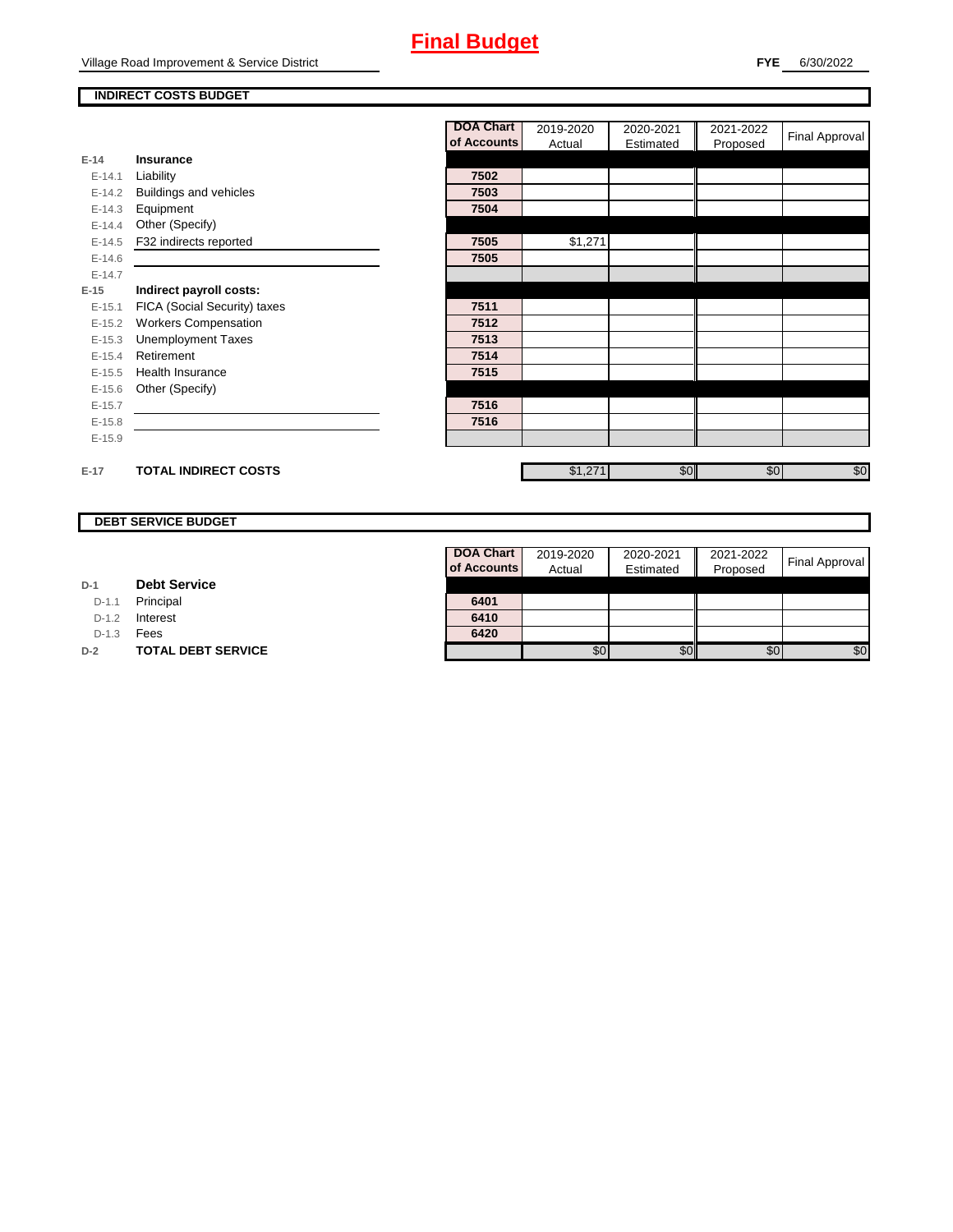# Final Budget

Village Road Improvement & Service District

**FYE** 6/30/2022

**INDIRECT COSTS BUDGET**

| | | DOA Chart of Accounts | 2019-2020 Actual | 2020-2021 Estimated | 2021-2022 Proposed | Final Approval |
|---|---|---|---|---|---|---|
| **E-14** | **Insurance** | | | | | |
| E-14.1 | Liability | 7502 | | | | |
| E-14.2 | Buildings and vehicles | 7503 | | | | |
| E-14.3 | Equipment | 7504 | | | | |
| E-14.4 | Other (Specify) | | | | | |
| E-14.5 | F32 indirects reported | 7505 | $1,271 | | | |
| E-14.6 | | 7505 | | | | |
| E-14.7 | | | | | | |
| **E-15** | **Indirect payroll costs:** | | | | | |
| E-15.1 | FICA (Social Security) taxes | 7511 | | | | |
| E-15.2 | Workers Compensation | 7512 | | | | |
| E-15.3 | Unemployment Taxes | 7513 | | | | |
| E-15.4 | Retirement | 7514 | | | | |
| E-15.5 | Health Insurance | 7515 | | | | |
| E-15.6 | Other (Specify) | | | | | |
| E-15.7 | | 7516 | | | | |
| E-15.8 | | 7516 | | | | |
| E-15.9 | | | | | | |
| **E-17** | **TOTAL INDIRECT COSTS** | | $1,271 | $0 | $0 | $0 |

**DEBT SERVICE BUDGET**

| | | DOA Chart of Accounts | 2019-2020 Actual | 2020-2021 Estimated | 2021-2022 Proposed | Final Approval |
|---|---|---|---|---|---|---|
| **D-1** | **Debt Service** | | | | | |
| D-1.1 | Principal | 6401 | | | | |
| D-1.2 | Interest | 6410 | | | | |
| D-1.3 | Fees | 6420 | | | | |
| **D-2** | **TOTAL DEBT SERVICE** | | $0 | $0 | $0 | $0 |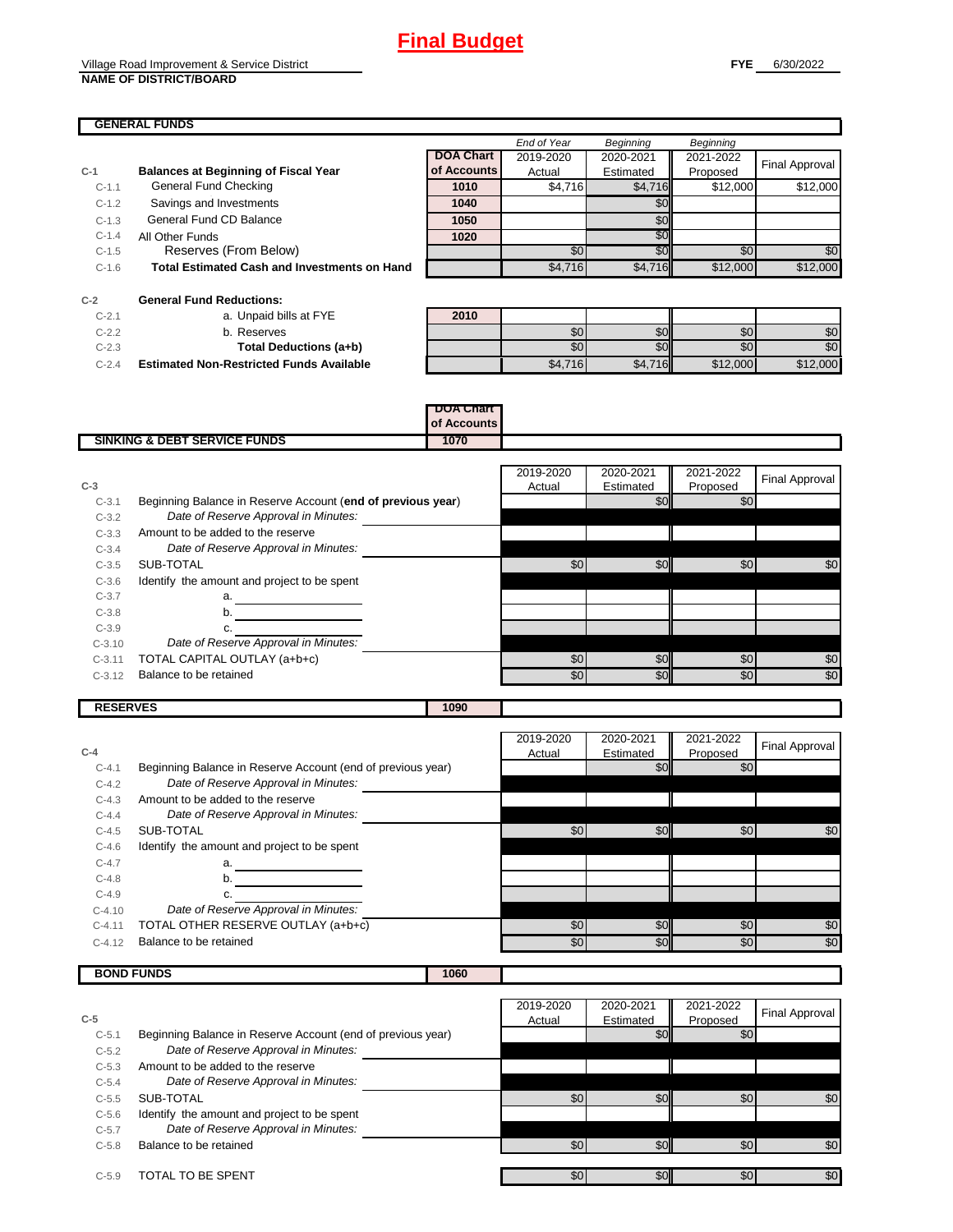# Final Budget

Village Road Improvement & Service District
**NAME OF DISTRICT/BOARD**

**FYE** 6/30/2022

## GENERAL FUNDS

| | | DOA Chart of Accounts | *End of Year* 2019-2020 Actual | *Beginning* 2020-2021 Estimated | *Beginning* 2021-2022 Proposed | Final Approval |
|---|---|---|---|---|---|---|
| **C-1** | **Balances at Beginning of Fiscal Year** | | | | | |
| C-1.1 | General Fund Checking | 1010 | $4,716 | $4,716 | $12,000 | $12,000 |
| C-1.2 | Savings and Investments | 1040 | | $0 | | |
| C-1.3 | General Fund CD Balance | 1050 | | $0 | | |
| C-1.4 | All Other Funds | 1020 | | $0 | | |
| C-1.5 | Reserves (From Below) | | $0 | $0 | $0 | $0 |
| C-1.6 | **Total Estimated Cash and Investments on Hand** | | $4,716 | $4,716 | $12,000 | $12,000 |
| **C-2** | **General Fund Reductions:** | | | | | |
| C-2.1 | a. Unpaid bills at FYE | 2010 | | | | |
| C-2.2 | b. Reserves | | $0 | $0 | $0 | $0 |
| C-2.3 | **Total Deductions (a+b)** | | $0 | $0 | $0 | $0 |
| C-2.4 | **Estimated Non-Restricted Funds Available** | | $4,716 | $4,716 | $12,000 | $12,000 |

## SINKING & DEBT SERVICE FUNDS

DOA Chart of Accounts: 1070

| | | 2019-2020 Actual | 2020-2021 Estimated | 2021-2022 Proposed | Final Approval |
|---|---|---|---|---|---|
| **C-3** | | | | | |
| C-3.1 | Beginning Balance in Reserve Account (**end of previous year**) | | $0 | $0 | |
| C-3.2 | *Date of Reserve Approval in Minutes:* | | | | |
| C-3.3 | Amount to be added to the reserve | | | | |
| C-3.4 | *Date of Reserve Approval in Minutes:* | | | | |
| C-3.5 | SUB-TOTAL | $0 | $0 | $0 | $0 |
| C-3.6 | Identify the amount and project to be spent | | | | |
| C-3.7 | a. | | | | |
| C-3.8 | b. | | | | |
| C-3.9 | c. | | | | |
| C-3.10 | *Date of Reserve Approval in Minutes:* | | | | |
| C-3.11 | TOTAL CAPITAL OUTLAY (a+b+c) | $0 | $0 | $0 | $0 |
| C-3.12 | Balance to be retained | $0 | $0 | $0 | $0 |

## RESERVES

DOA Chart of Accounts: 1090

| | | 2019-2020 Actual | 2020-2021 Estimated | 2021-2022 Proposed | Final Approval |
|---|---|---|---|---|---|
| **C-4** | | | | | |
| C-4.1 | Beginning Balance in Reserve Account (end of previous year) | | $0 | $0 | |
| C-4.2 | *Date of Reserve Approval in Minutes:* | | | | |
| C-4.3 | Amount to be added to the reserve | | | | |
| C-4.4 | *Date of Reserve Approval in Minutes:* | | | | |
| C-4.5 | SUB-TOTAL | $0 | $0 | $0 | $0 |
| C-4.6 | Identify the amount and project to be spent | | | | |
| C-4.7 | a. | | | | |
| C-4.8 | b. | | | | |
| C-4.9 | c. | | | | |
| C-4.10 | *Date of Reserve Approval in Minutes:* | | | | |
| C-4.11 | TOTAL OTHER RESERVE OUTLAY (a+b+c) | $0 | $0 | $0 | $0 |
| C-4.12 | Balance to be retained | $0 | $0 | $0 | $0 |

## BOND FUNDS

DOA Chart of Accounts: 1060

| | | 2019-2020 Actual | 2020-2021 Estimated | 2021-2022 Proposed | Final Approval |
|---|---|---|---|---|---|
| **C-5** | | | | | |
| C-5.1 | Beginning Balance in Reserve Account (end of previous year) | | $0 | $0 | |
| C-5.2 | *Date of Reserve Approval in Minutes:* | | | | |
| C-5.3 | Amount to be added to the reserve | | | | |
| C-5.4 | *Date of Reserve Approval in Minutes:* | | | | |
| C-5.5 | SUB-TOTAL | $0 | $0 | $0 | $0 |
| C-5.6 | Identify the amount and project to be spent | | | | |
| C-5.7 | *Date of Reserve Approval in Minutes:* | | | | |
| C-5.8 | Balance to be retained | $0 | $0 | $0 | $0 |
| C-5.9 | TOTAL TO BE SPENT | $0 | $0 | $0 | $0 |